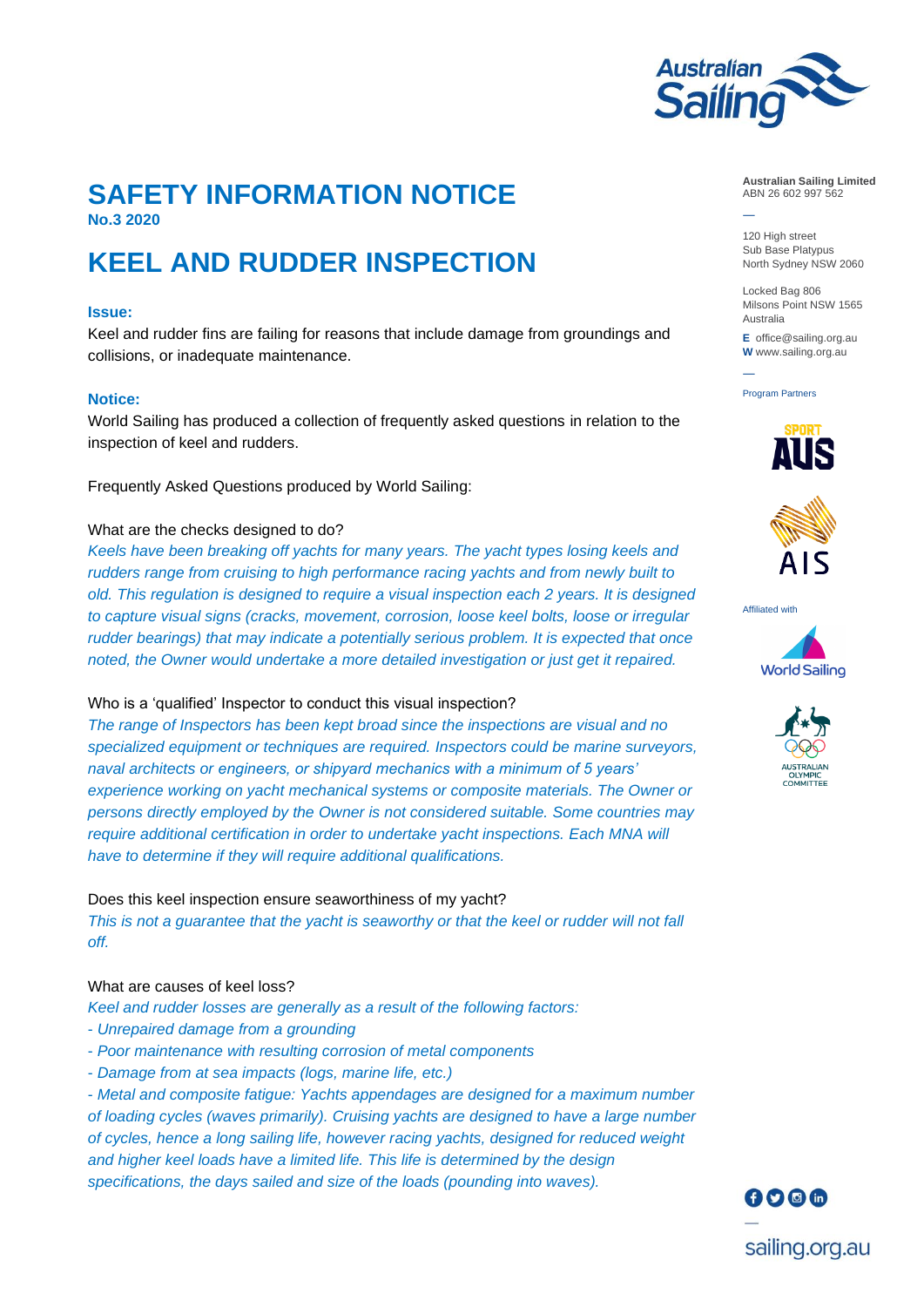# SAFETY INFORMATION NOTICE

**No.3 2020**

## KEEL AND RUDDER INSPECTION

**Issue:**

Keel and rudder fins are failing for reasons that include damage from groundings and collisions, or inadequate maintenance.

**Notice:**

World Sailing has produced a collection of frequently asked questions in relation to the inspection of keel and rudders.

Frequently Asked Questions produced by World Sailing:

What are the checks designed to do?

*Keels have been breaking off yachts for many years. The yacht types losing keels and rudders range from cruising to high performance racing yachts and from newly built to old. This regulation is designed to require a visual inspection each 2 years. It is designed to capture visual signs (cracks, movement, corrosion, loose keel bolts, loose or irregular rudder bearings) that may indicate a potentially serious problem. It is expected that once noted, the Owner would undertake a more detailed investigation or just get it repaired.*

Who is a 'qualified' Inspector to conduct this visual inspection?

*The range of Inspectors has been kept broad since the inspections are visual and no specialized equipment or techniques are required. Inspectors could be marine surveyors, naval architects or engineers, or shipyard mechanics with a minimum of 5 years' experience working on yacht mechanical systems or composite materials. The Owner or persons directly employed by the Owner is not considered suitable. Some countries may require additional certification in order to undertake yacht inspections. Each MNA will have to determine if they will require additional qualifications.*

Does this keel inspection ensure seaworthiness of my yacht?

*This is not a guarantee that the yacht is seaworthy or that the keel or rudder will not fall off.*

What are causes of keel loss?

*Keel and rudder losses are generally as a result of the following factors:*

*- Unrepaired damage from a grounding*

*- Poor maintenance with resulting corrosion of metal components*

*- Damage from at sea impacts (logs, marine life, etc.)*

*- Metal and composite fatigue: Yachts appendages are designed for a maximum number of loading cycles (waves primarily). Cruising yachts are designed to have a large number of cycles, hence a long sailing life, however racing yachts, designed for reduced weight and higher keel loads have a limited life. This life is determined by the design specifications, the days sailed and size of the loads (pounding into waves).*

**Australian Sailing Limited**
ABN 26 602 997 562

120 High street
Sub Base Platypus
North Sydney NSW 2060

Locked Bag 806
Milsons Point NSW 1565
Australia

**E** office@sailing.org.au
**W** www.sailing.org.au

Program Partners

Affiliated with

sailing.org.au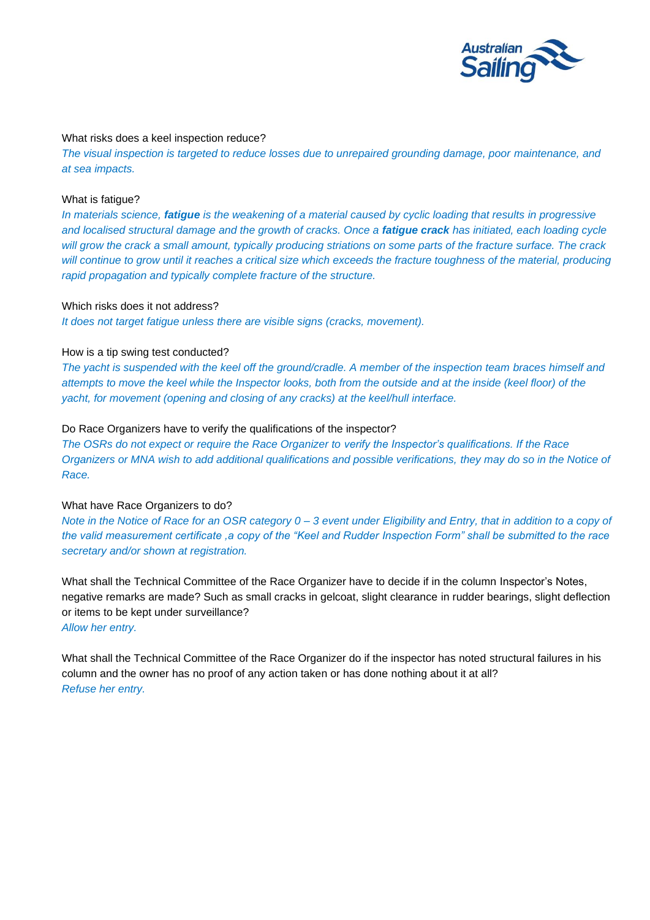What risks does a keel inspection reduce?

*The visual inspection is targeted to reduce losses due to unrepaired grounding damage, poor maintenance, and at sea impacts.*

What is fatigue?

*In materials science, **fatigue** is the weakening of a material caused by cyclic loading that results in progressive and localised structural damage and the growth of cracks. Once a **fatigue crack** has initiated, each loading cycle will grow the crack a small amount, typically producing striations on some parts of the fracture surface. The crack will continue to grow until it reaches a critical size which exceeds the fracture toughness of the material, producing rapid propagation and typically complete fracture of the structure.*

Which risks does it not address?

*It does not target fatigue unless there are visible signs (cracks, movement).*

How is a tip swing test conducted?

*The yacht is suspended with the keel off the ground/cradle. A member of the inspection team braces himself and attempts to move the keel while the Inspector looks, both from the outside and at the inside (keel floor) of the yacht, for movement (opening and closing of any cracks) at the keel/hull interface.*

Do Race Organizers have to verify the qualifications of the inspector?

*The OSRs do not expect or require the Race Organizer to verify the Inspector's qualifications. If the Race Organizers or MNA wish to add additional qualifications and possible verifications, they may do so in the Notice of Race.*

What have Race Organizers to do?

*Note in the Notice of Race for an OSR category 0 – 3 event under Eligibility and Entry, that in addition to a copy of the valid measurement certificate ,a copy of the "Keel and Rudder Inspection Form" shall be submitted to the race secretary and/or shown at registration.*

What shall the Technical Committee of the Race Organizer have to decide if in the column Inspector's Notes, negative remarks are made? Such as small cracks in gelcoat, slight clearance in rudder bearings, slight deflection or items to be kept under surveillance?

*Allow her entry.*

What shall the Technical Committee of the Race Organizer do if the inspector has noted structural failures in his column and the owner has no proof of any action taken or has done nothing about it at all?

*Refuse her entry.*